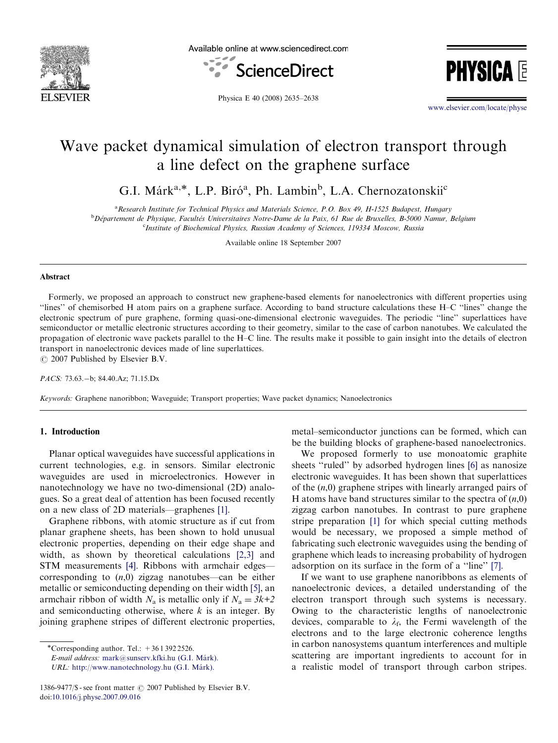# Wave packet dynamical simulation of electron transport through a line defect on the graphene surface

G.I. Márk[a,*], L.P. Biró[a], Ph. Lambin[b], L.A. Chernozatonskii[c]

[a] *Research Institute for Technical Physics and Materials Science, P.O. Box 49, H-1525 Budapest, Hungary*
[b] *Département de Physique, Facultés Universitaires Notre-Dame de la Paix, 61 Rue de Bruxelles, B-5000 Namur, Belgium*
[c] *Institute of Biochemical Physics, Russian Academy of Sciences, 119334 Moscow, Russia*

Available online 18 September 2007

## Abstract

Formerly, we proposed an approach to construct new graphene-based elements for nanoelectronics with different properties using "lines" of chemisorbed H atom pairs on a graphene surface. According to band structure calculations these H–C "lines" change the electronic spectrum of pure graphene, forming quasi-one-dimensional electronic waveguides. The periodic "line" superlattices have semiconductor or metallic electronic structures according to their geometry, similar to the case of carbon nanotubes. We calculated the propagation of electronic wave packets parallel to the H–C line. The results make it possible to gain insight into the details of electron transport in nanoelectronic devices made of line superlattices.
© 2007 Published by Elsevier B.V.

*PACS:* 73.63.−b; 84.40.Az; 71.15.Dx

*Keywords:* Graphene nanoribbon; Waveguide; Transport properties; Wave packet dynamics; Nanoelectronics

## 1. Introduction

Planar optical waveguides have successful applications in current technologies, e.g. in sensors. Similar electronic waveguides are used in microelectronics. However in nanotechnology we have no two-dimensional (2D) analogues. So a great deal of attention has been focused recently on a new class of 2D materials—graphenes [1].

Graphene ribbons, with atomic structure as if cut from planar graphene sheets, has been shown to hold unusual electronic properties, depending on their edge shape and width, as shown by theoretical calculations [2,3] and STM measurements [4]. Ribbons with armchair edges—corresponding to $(n,0)$ zigzag nanotubes—can be either metallic or semiconducting depending on their width [5], an armchair ribbon of width $N_a$ is metallic only if $N_a = 3k+2$ and semiconducting otherwise, where $k$ is an integer. By joining graphene stripes of different electronic properties, metal–semiconductor junctions can be formed, which can be the building blocks of graphene-based nanoelectronics.

We proposed formerly to use monoatomic graphite sheets "ruled" by adsorbed hydrogen lines [6] as nanosize electronic waveguides. It has been shown that superlattices of the $(n,0)$ graphene stripes with linearly arranged pairs of H atoms have band structures similar to the spectra of $(n,0)$ zigzag carbon nanotubes. In contrast to pure graphene stripe preparation [1] for which special cutting methods would be necessary, we proposed a simple method of fabricating such electronic waveguides using the bending of graphene which leads to increasing probability of hydrogen adsorption on its surface in the form of a "line" [7].

If we want to use graphene nanoribbons as elements of nanoelectronic devices, a detailed understanding of the electron transport through such systems is necessary. Owing to the characteristic lengths of nanoelectronic devices, comparable to $\lambda_f$, the Fermi wavelength of the electrons and to the large electronic coherence lengths in carbon nanosystems quantum interferences and multiple scattering are important ingredients to account for in a realistic model of transport through carbon stripes.

*Corresponding author. Tel.: +36 1 392 2526.
E-mail address: mark@sunserv.kfki.hu (G.I. Márk).
URL: http://www.nanotechnology.hu (G.I. Márk).

1386-9477/$ - see front matter © 2007 Published by Elsevier B.V.
doi:10.1016/j.physe.2007.09.016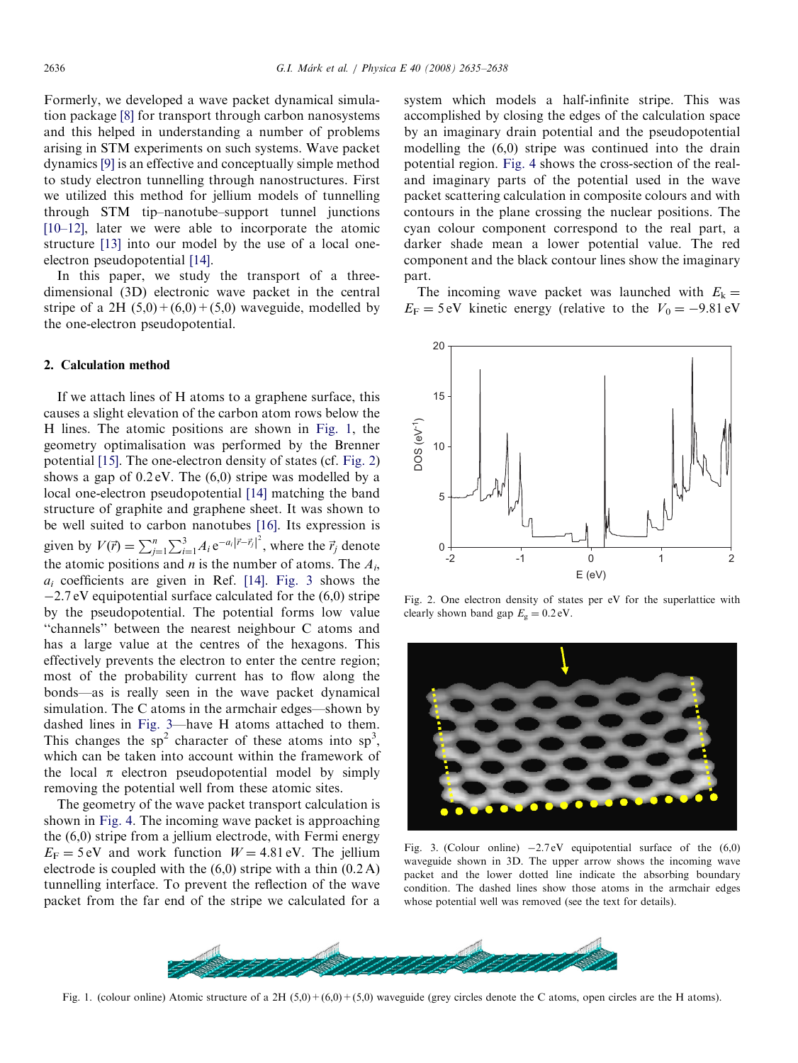Formerly, we developed a wave packet dynamical simulation package [8] for transport through carbon nanosystems and this helped in understanding a number of problems arising in STM experiments on such systems. Wave packet dynamics [9] is an effective and conceptually simple method to study electron tunnelling through nanostructures. First we utilized this method for jellium models of tunnelling through STM tip–nanotube–support tunnel junctions [10–12], later we were able to incorporate the atomic structure [13] into our model by the use of a local one-electron pseudopotential [14].

In this paper, we study the transport of a three-dimensional (3D) electronic wave packet in the central stripe of a 2H (5,0)+(6,0)+(5,0) waveguide, modelled by the one-electron pseudopotential.

## 2. Calculation method

If we attach lines of H atoms to a graphene surface, this causes a slight elevation of the carbon atom rows below the H lines. The atomic positions are shown in Fig. 1, the geometry optimalisation was performed by the Brenner potential [15]. The one-electron density of states (cf. Fig. 2) shows a gap of 0.2 eV. The (6,0) stripe was modelled by a local one-electron pseudopotential [14] matching the band structure of graphite and graphene sheet. It was shown to be well suited to carbon nanotubes [16]. Its expression is given by $V(\vec{r}) = \sum_{j=1}^{n}\sum_{i=1}^{3} A_i \, e^{-a_i|\vec{r}-\vec{r}_j|^2}$, where the $\vec{r}_j$ denote the atomic positions and $n$ is the number of atoms. The $A_i$, $a_i$ coefficients are given in Ref. [14]. Fig. 3 shows the $-2.7$ eV equipotential surface calculated for the (6,0) stripe by the pseudopotential. The potential forms low value "channels" between the nearest neighbour C atoms and has a large value at the centres of the hexagons. This effectively prevents the electron to enter the centre region; most of the probability current has to flow along the bonds—as is really seen in the wave packet dynamical simulation. The C atoms in the armchair edges—shown by dashed lines in Fig. 3—have H atoms attached to them. This changes the $sp^2$ character of these atoms into $sp^3$, which can be taken into account within the framework of the local $\pi$ electron pseudopotential model by simply removing the potential well from these atomic sites.

The geometry of the wave packet transport calculation is shown in Fig. 4. The incoming wave packet is approaching the (6,0) stripe from a jellium electrode, with Fermi energy $E_F = 5$ eV and work function $W = 4.81$ eV. The jellium electrode is coupled with the (6,0) stripe with a thin (0.2 A) tunnelling interface. To prevent the reflection of the wave packet from the far end of the stripe we calculated for a system which models a half-infinite stripe. This was accomplished by closing the edges of the calculation space by an imaginary drain potential and the pseudopotential modelling the (6,0) stripe was continued into the drain potential region. Fig. 4 shows the cross-section of the real- and imaginary parts of the potential used in the wave packet scattering calculation in composite colours and with contours in the plane crossing the nuclear positions. The cyan colour component correspond to the real part, a darker shade mean a lower potential value. The red component and the black contour lines show the imaginary part.

The incoming wave packet was launched with $E_k = E_F = 5$ eV kinetic energy (relative to the $V_0 = -9.81$ eV

Fig. 2. One electron density of states per eV for the superlattice with clearly shown band gap $E_g = 0.2$ eV.

Fig. 3. (Colour online) $-2.7$ eV equipotential surface of the (6,0) waveguide shown in 3D. The upper arrow shows the incoming wave packet and the lower dotted line indicate the absorbing boundary condition. The dashed lines show those atoms in the armchair edges whose potential well was removed (see the text for details).

Fig. 1. (colour online) Atomic structure of a 2H (5,0)+(6,0)+(5,0) waveguide (grey circles denote the C atoms, open circles are the H atoms).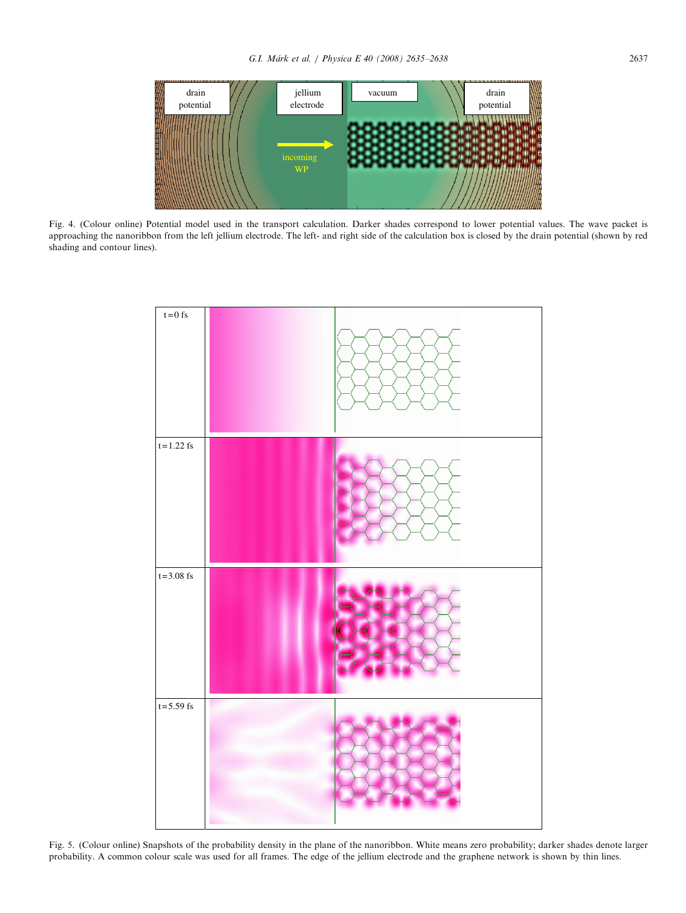Fig. 4. (Colour online) Potential model used in the transport calculation. Darker shades correspond to lower potential values. The wave packet is approaching the nanoribbon from the left jellium electrode. The left- and right side of the calculation box is closed by the drain potential (shown by red shading and contour lines).

Fig. 5. (Colour online) Snapshots of the probability density in the plane of the nanoribbon. White means zero probability; darker shades denote larger probability. A common colour scale was used for all frames. The edge of the jellium electrode and the graphene network is shown by thin lines.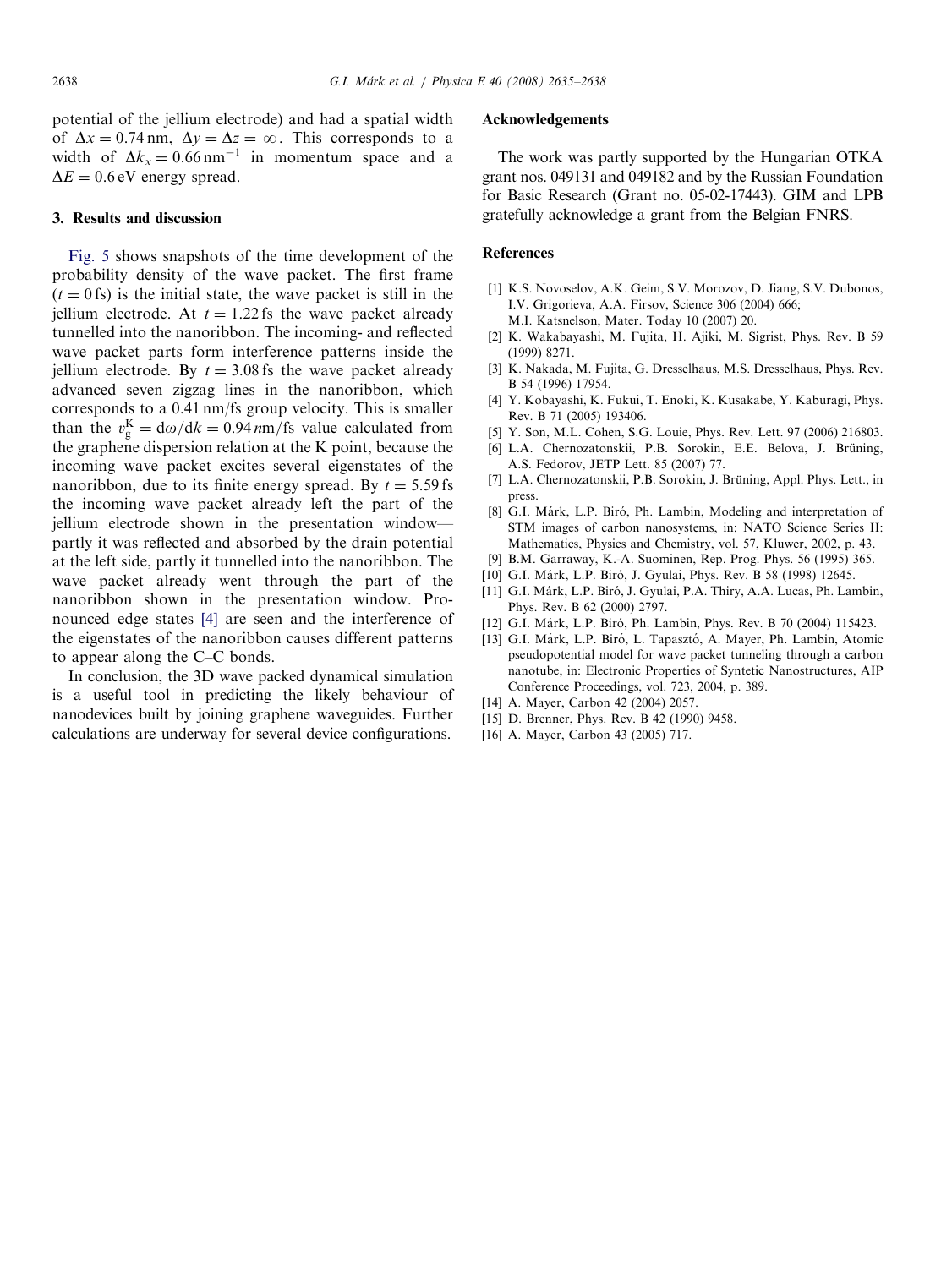potential of the jellium electrode) and had a spatial width of $\Delta x = 0.74\,\text{nm}$, $\Delta y = \Delta z = \infty$. This corresponds to a width of $\Delta k_x = 0.66\,\text{nm}^{-1}$ in momentum space and a $\Delta E = 0.6\,\text{eV}$ energy spread.

## 3. Results and discussion

Fig. 5 shows snapshots of the time development of the probability density of the wave packet. The first frame ($t = 0\,\text{fs}$) is the initial state, the wave packet is still in the jellium electrode. At $t = 1.22\,\text{fs}$ the wave packet already tunnelled into the nanoribbon. The incoming- and reflected wave packet parts form interference patterns inside the jellium electrode. By $t = 3.08\,\text{fs}$ the wave packet already advanced seven zigzag lines in the nanoribbon, which corresponds to a 0.41 nm/fs group velocity. This is smaller than the $v_g^K = d\omega/dk = 0.94\,n\text{m/fs}$ value calculated from the graphene dispersion relation at the K point, because the incoming wave packet excites several eigenstates of the nanoribbon, due to its finite energy spread. By $t = 5.59\,\text{fs}$ the incoming wave packet already left the part of the jellium electrode shown in the presentation window—partly it was reflected and absorbed by the drain potential at the left side, partly it tunnelled into the nanoribbon. The wave packet already went through the part of the nanoribbon shown in the presentation window. Pronounced edge states [4] are seen and the interference of the eigenstates of the nanoribbon causes different patterns to appear along the C–C bonds.

In conclusion, the 3D wave packed dynamical simulation is a useful tool in predicting the likely behaviour of nanodevices built by joining graphene waveguides. Further calculations are underway for several device configurations.

## Acknowledgements

The work was partly supported by the Hungarian OTKA grant nos. 049131 and 049182 and by the Russian Foundation for Basic Research (Grant no. 05-02-17443). GIM and LPB gratefully acknowledge a grant from the Belgian FNRS.

## References

[1] K.S. Novoselov, A.K. Geim, S.V. Morozov, D. Jiang, S.V. Dubonos, I.V. Grigorieva, A.A. Firsov, Science 306 (2004) 666; M.I. Katsnelson, Mater. Today 10 (2007) 20.

[2] K. Wakabayashi, M. Fujita, H. Ajiki, M. Sigrist, Phys. Rev. B 59 (1999) 8271.

[3] K. Nakada, M. Fujita, G. Dresselhaus, M.S. Dresselhaus, Phys. Rev. B 54 (1996) 17954.

[4] Y. Kobayashi, K. Fukui, T. Enoki, K. Kusakabe, Y. Kaburagi, Phys. Rev. B 71 (2005) 193406.

[5] Y. Son, M.L. Cohen, S.G. Louie, Phys. Rev. Lett. 97 (2006) 216803.

[6] L.A. Chernozatonskii, P.B. Sorokin, E.E. Belova, J. Brüning, A.S. Fedorov, JETP Lett. 85 (2007) 77.

[7] L.A. Chernozatonskii, P.B. Sorokin, J. Brüning, Appl. Phys. Lett., in press.

[8] G.I. Márk, L.P. Biró, Ph. Lambin, Modeling and interpretation of STM images of carbon nanosystems, in: NATO Science Series II: Mathematics, Physics and Chemistry, vol. 57, Kluwer, 2002, p. 43.

[9] B.M. Garraway, K.-A. Suominen, Rep. Prog. Phys. 56 (1995) 365.

[10] G.I. Márk, L.P. Biró, J. Gyulai, Phys. Rev. B 58 (1998) 12645.

[11] G.I. Márk, L.P. Biró, J. Gyulai, P.A. Thiry, A.A. Lucas, Ph. Lambin, Phys. Rev. B 62 (2000) 2797.

[12] G.I. Márk, L.P. Biró, Ph. Lambin, Phys. Rev. B 70 (2004) 115423.

[13] G.I. Márk, L.P. Biró, L. Tapasztó, A. Mayer, Ph. Lambin, Atomic pseudopotential model for wave packet tunneling through a carbon nanotube, in: Electronic Properties of Syntetic Nanostructures, AIP Conference Proceedings, vol. 723, 2004, p. 389.

[14] A. Mayer, Carbon 42 (2004) 2057.

[15] D. Brenner, Phys. Rev. B 42 (1990) 9458.

[16] A. Mayer, Carbon 43 (2005) 717.